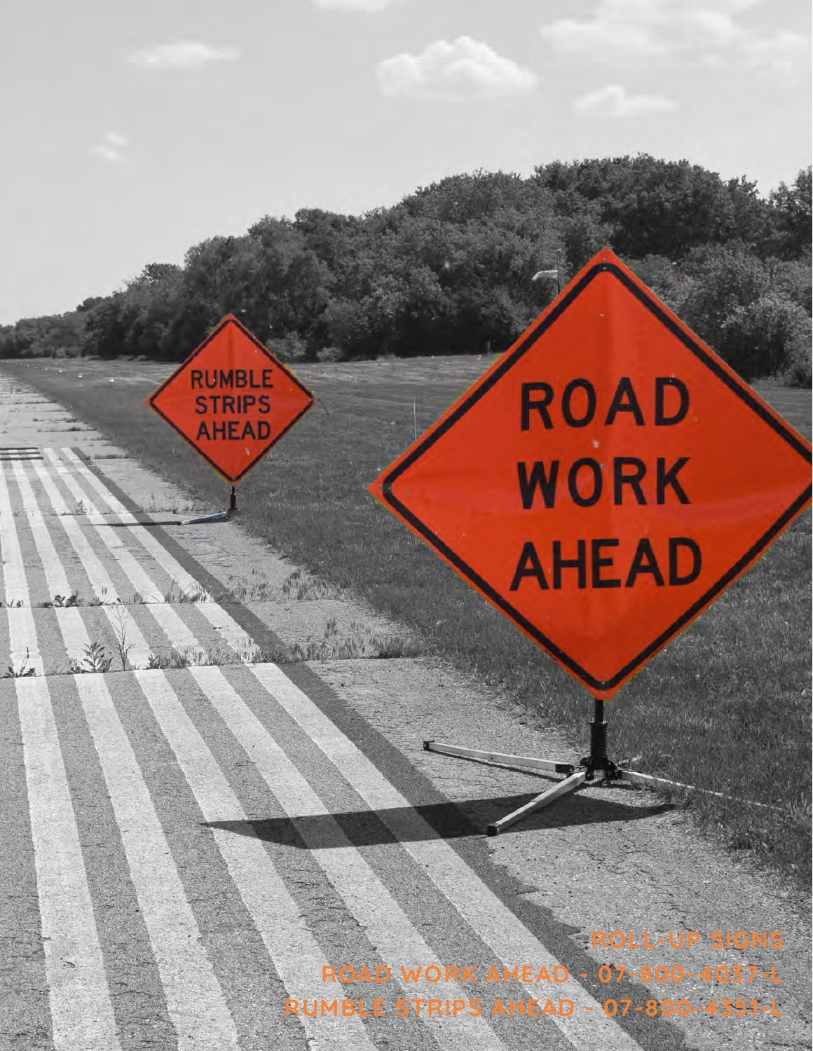ROLL-UP SIGNS

ROAD WORK AHEAD - 07-800-4037-L

RUMBLE STRIPS AHEAD - 07-800-4351-L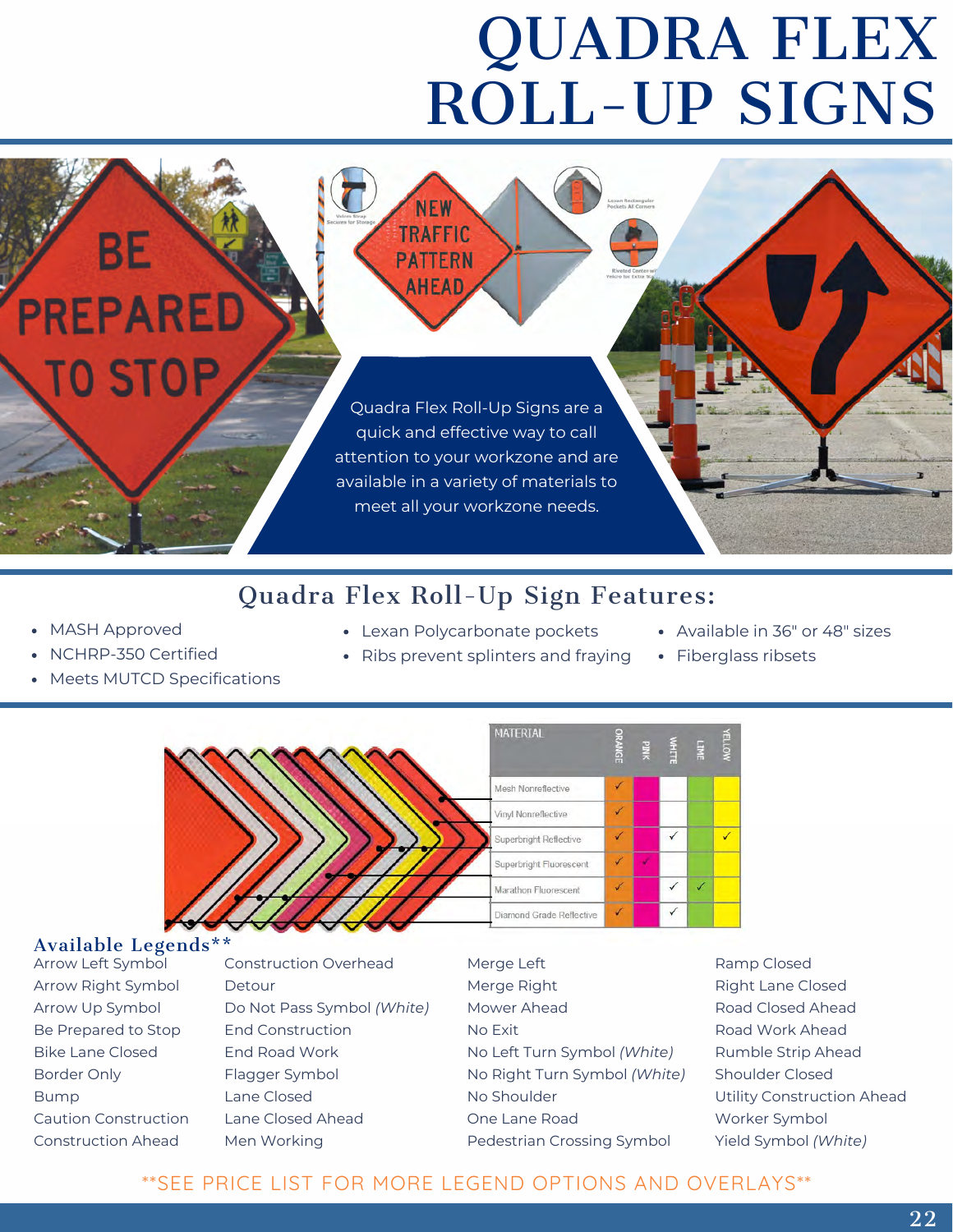# QUADRA FLEX ROLL-UP SIGNS

Quadra Flex Roll-Up Signs are a quick and effective way to call attention to your workzone and are available in a variety of materials to meet all your workzone needs.

## Quadra Flex Roll-Up Sign Features:

- MASH Approved
- NCHRP-350 Certified
- Meets MUTCD Specifications
- Lexan Polycarbonate pockets
- Ribs prevent splinters and fraying
- Available in 36" or 48" sizes
- Fiberglass ribsets

| MATERIAL | ORANGE | PINK | WHITE | LIME | YELLOW |
|---|---|---|---|---|---|
| Mesh Nonreflective | ✓ | | | | |
| Vinyl Nonreflective | ✓ | | | | |
| Superbright Reflective | ✓ | | ✓ | | ✓ |
| Superbright Fluorescent | ✓ | ✓ | | | |
| Marathon Fluorescent | ✓ | | ✓ | ✓ | |
| Diamond Grade Reflective | ✓ | | ✓ | | |

### Available Legends**

- Arrow Left Symbol
- Arrow Right Symbol
- Arrow Up Symbol
- Be Prepared to Stop
- Bike Lane Closed
- Border Only
- Bump
- Caution Construction
- Construction Ahead
- Construction Overhead
- Detour
- Do Not Pass Symbol *(White)*
- End Construction
- End Road Work
- Flagger Symbol
- Lane Closed
- Lane Closed Ahead
- Men Working
- Merge Left
- Merge Right
- Mower Ahead
- No Exit
- No Left Turn Symbol *(White)*
- No Right Turn Symbol *(White)*
- No Shoulder
- One Lane Road
- Pedestrian Crossing Symbol
- Ramp Closed
- Right Lane Closed
- Road Closed Ahead
- Road Work Ahead
- Rumble Strip Ahead
- Shoulder Closed
- Utility Construction Ahead
- Worker Symbol
- Yield Symbol *(White)*

**SEE PRICE LIST FOR MORE LEGEND OPTIONS AND OVERLAYS**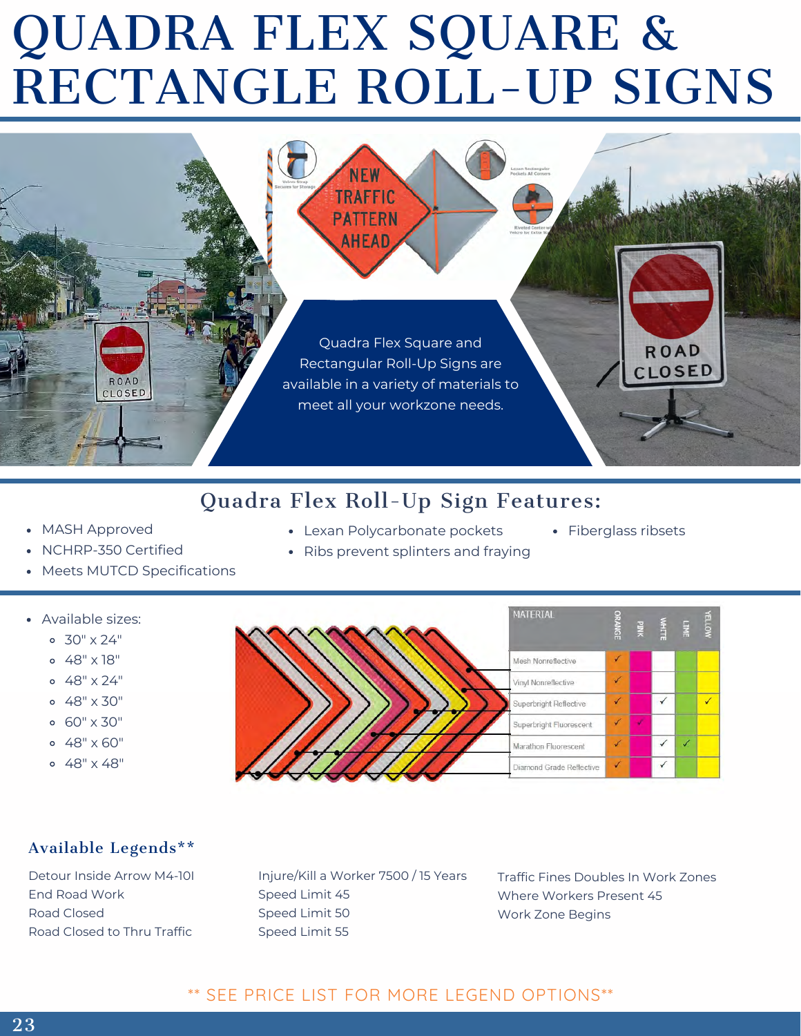# QUADRA FLEX SQUARE & RECTANGLE ROLL-UP SIGNS

Quadra Flex Square and Rectangular Roll-Up Signs are available in a variety of materials to meet all your workzone needs.

## Quadra Flex Roll-Up Sign Features:

- MASH Approved
- NCHRP-350 Certified
- Meets MUTCD Specifications
- Lexan Polycarbonate pockets
- Ribs prevent splinters and fraying
- Fiberglass ribsets

- Available sizes:
  - 30" x 24"
  - 48" x 18"
  - 48" x 24"
  - 48" x 30"
  - 60" x 30"
  - 48" x 60"
  - 48" x 48"

| MATERIAL | ORANGE | PINK | WHITE | LIME | YELLOW |
|---|---|---|---|---|---|
| Mesh Nonreflective | ✓ | | | | |
| Vinyl Nonreflective | ✓ | | | | |
| Superbright Reflective | ✓ | | ✓ | | ✓ |
| Superbright Fluorescent | ✓ | ✓ | | | |
| Marathon Fluorescent | ✓ | | ✓ | ✓ | |
| Diamond Grade Reflective | ✓ | | ✓ | | |

### Available Legends**

Detour Inside Arrow M4-10I
End Road Work
Road Closed
Road Closed to Thru Traffic
Injure/Kill a Worker 7500 / 15 Years
Speed Limit 45
Speed Limit 50
Speed Limit 55
Traffic Fines Doubles In Work Zones
Where Workers Present 45
Work Zone Begins

** SEE PRICE LIST FOR MORE LEGEND OPTIONS**